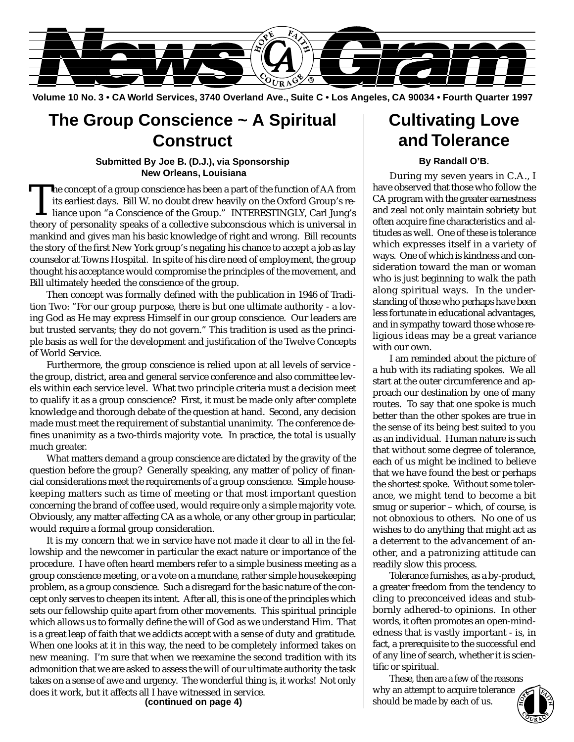# News Gram

Volume 10 No. 3 • CA World Services, 3740 Overland Ave., Suite C • Los Angeles, CA 90034 • Fourth Quarter 1997

## The Group Conscience ~ A Spiritual Construct

**Submitted By Joe B. (D.J.), via Sponsorship**
**New Orleans, Louisiana**

The concept of a group conscience has been a part of the function of AA from its earliest days. Bill W. no doubt drew heavily on the Oxford Group's reliance upon "a Conscience of the Group." INTERESTINGLY, Carl Jung's theory of personality speaks of a collective subconscious which is universal in mankind and gives man his basic knowledge of right and wrong. Bill recounts the story of the first New York group's negating his chance to accept a job as lay counselor at Towns Hospital. In spite of his dire need of employment, the group thought his acceptance would compromise the principles of the movement, and Bill ultimately heeded the conscience of the group.

Then concept was formally defined with the publication in 1946 of Tradition Two: "For our group purpose, there is but one ultimate authority - a loving God as He may express Himself in our group conscience. Our leaders are but trusted servants; they do not govern." This tradition is used as the principle basis as well for the development and justification of the Twelve Concepts of World Service.

Furthermore, the group conscience is relied upon at all levels of service - the group, district, area and general service conference and also committee levels within each service level. What two principle criteria must a decision meet to qualify it as a group conscience? First, it must be made only after complete knowledge and thorough debate of the question at hand. Second, any decision made must meet the requirement of substantial unanimity. The conference defines unanimity as a two-thirds majority vote. In practice, the total is usually much greater.

What matters demand a group conscience are dictated by the gravity of the question before the group? Generally speaking, any matter of policy of financial considerations meet the requirements of a group conscience. Simple housekeeping matters such as time of meeting or that most important question concerning the brand of coffee used, would require only a simple majority vote. Obviously, any matter affecting CA as a whole, or any other group in particular, would require a formal group consideration.

It is my concern that we in service have not made it clear to all in the fellowship and the newcomer in particular the exact nature or importance of the procedure. I have often heard members refer to a simple business meeting as a group conscience meeting, or a vote on a mundane, rather simple housekeeping problem, as a group conscience. Such a disregard for the basic nature of the concept only serves to cheapen its intent. After all, this is one of the principles which sets our fellowship quite apart from other movements. This spiritual principle which allows us to formally define the will of God as we understand Him. That is a great leap of faith that we addicts accept with a sense of duty and gratitude. When one looks at it in this way, the need to be completely informed takes on new meaning. I'm sure that when we reexamine the second tradition with its admonition that we are asked to assess the will of our ultimate authority the task takes on a sense of awe and urgency. The wonderful thing is, it works! Not only does it work, but it affects all I have witnessed in service.

**(continued on page 4)**

## Cultivating Love and Tolerance

**By Randall O'B.**

During my seven years in C.A., I have observed that those who follow the CA program with the greater earnestness and zeal not only maintain sobriety but often acquire fine characteristics and altitudes as well. One of these is tolerance which expresses itself in a variety of ways. One of which is kindness and consideration toward the man or woman who is just beginning to walk the path along spiritual ways. In the understanding of those who perhaps have been less fortunate in educational advantages, and in sympathy toward those whose religious ideas may be a great variance with our own.

I am reminded about the picture of a hub with its radiating spokes. We all start at the outer circumference and approach our destination by one of many routes. To say that one spoke is much better than the other spokes are true in the sense of its being best suited to you as an individual. Human nature is such that without some degree of tolerance, each of us might be inclined to believe that we have found the best or perhaps the shortest spoke. Without some tolerance, we might tend to become a bit smug or superior – which, of course, is not obnoxious to others. No one of us wishes to do anything that might act as a deterrent to the advancement of another, and a patronizing attitude can readily slow this process.

Tolerance furnishes, as a by-product, a greater freedom from the tendency to cling to preconceived ideas and stubbornly adhered-to opinions. In other words, it often promotes an open-mindedness that is vastly important - is, in fact, a prerequisite to the successful end of any line of search, whether it is scientific or spiritual.

These, then are a few of the reasons why an attempt to acquire tolerance should be made by each of us.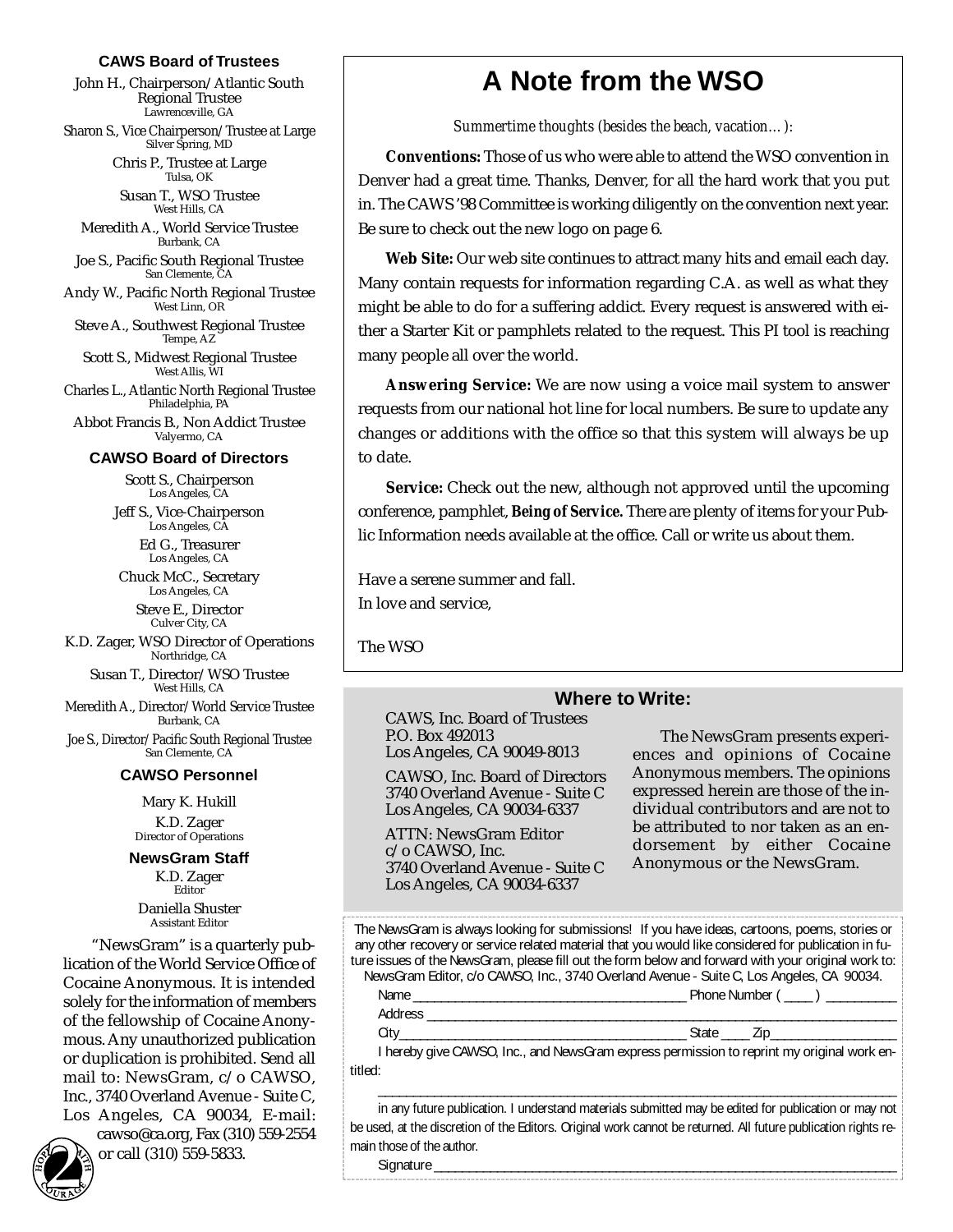### CAWS Board of Trustees

John H., Chairperson/Atlantic South Regional Trustee
Lawrenceville, GA

Sharon S., Vice Chairperson/Trustee at Large
Silver Spring, MD

Chris P., Trustee at Large
Tulsa, OK

Susan T., WSO Trustee
West Hills, CA

Meredith A., World Service Trustee
Burbank, CA

Joe S., Pacific South Regional Trustee
San Clemente, CA

Andy W., Pacific North Regional Trustee
West Linn, OR

Steve A., Southwest Regional Trustee
Tempe, AZ

Scott S., Midwest Regional Trustee
West Allis, WI

Charles L., Atlantic North Regional Trustee
Philadelphia, PA

Abbot Francis B., Non Addict Trustee
Valyermo, CA

### CAWSO Board of Directors

Scott S., Chairperson
Los Angeles, CA

Jeff S., Vice-Chairperson
Los Angeles, CA

Ed G., Treasurer
Los Angeles, CA

Chuck McC., Secretary
Los Angeles, CA

Steve E., Director
Culver City, CA

K.D. Zager, WSO Director of Operations
Northridge, CA

Susan T., Director/WSO Trustee
West Hills, CA

Meredith A., Director/World Service Trustee
Burbank, CA

Joe S., Director/Pacific South Regional Trustee
San Clemente, CA

### CAWSO Personnel

Mary K. Hukill

K.D. Zager
Director of Operations

### NewsGram Staff

K.D. Zager
Editor

Daniella Shuster
Assistant Editor

"NewsGram" is a quarterly publication of the World Service Office of Cocaine Anonymous. It is intended solely for the information of members of the fellowship of Cocaine Anonymous. Any unauthorized publication or duplication is prohibited. Send all mail to: NewsGram, c/o CAWSO, Inc., 3740 Overland Avenue - Suite C, Los Angeles, CA 90034, E-mail: cawso@ca.org, Fax (310) 559-2554 or call (310) 559-5833.

# A Note from the WSO

*Summertime thoughts (besides the beach, vacation…):*

**Conventions:** Those of us who were able to attend the WSO convention in Denver had a great time. Thanks, Denver, for all the hard work that you put in. The CAWS '98 Committee is working diligently on the convention next year. Be sure to check out the new logo on page 6.

**Web Site:** Our web site continues to attract many hits and email each day. Many contain requests for information regarding C.A. as well as what they might be able to do for a suffering addict. Every request is answered with either a Starter Kit or pamphlets related to the request. This PI tool is reaching many people all over the world.

**Answering Service:** We are now using a voice mail system to answer requests from our national hot line for local numbers. Be sure to update any changes or additions with the office so that this system will always be up to date.

**Service:** Check out the new, although not approved until the upcoming conference, pamphlet, ***Being of Service.*** There are plenty of items for your Public Information needs available at the office. Call or write us about them.

Have a serene summer and fall.
In love and service,

The WSO

### Where to Write:

CAWS, Inc. Board of Trustees
P.O. Box 492013
Los Angeles, CA 90049-8013

CAWSO, Inc. Board of Directors
3740 Overland Avenue - Suite C
Los Angeles, CA 90034-6337

ATTN: NewsGram Editor
c/o CAWSO, Inc.
3740 Overland Avenue - Suite C
Los Angeles, CA 90034-6337

The NewsGram presents experiences and opinions of Cocaine Anonymous members. The opinions expressed herein are those of the individual contributors and are not to be attributed to nor taken as an endorsement by either Cocaine Anonymous or the NewsGram.

The NewsGram is always looking for submissions! If you have ideas, cartoons, poems, stories or any other recovery or service related material that you would like considered for publication in future issues of the NewsGram, please fill out the form below and forward with your original work to: NewsGram Editor, c/o CAWSO, Inc., 3740 Overland Avenue - Suite C, Los Angeles, CA 90034.

Name ______________________________ Phone Number ( ____ ) __________

Address ____________________________________________________________

City______________________________ State ____ Zip________________

I hereby give CAWSO, Inc., and NewsGram express permission to reprint my original work entitled:

____________________________________________________________

in any future publication. I understand materials submitted may be edited for publication or may not be used, at the discretion of the Editors. Original work cannot be returned. All future publication rights remain those of the author.

Signature ____________________________________________________________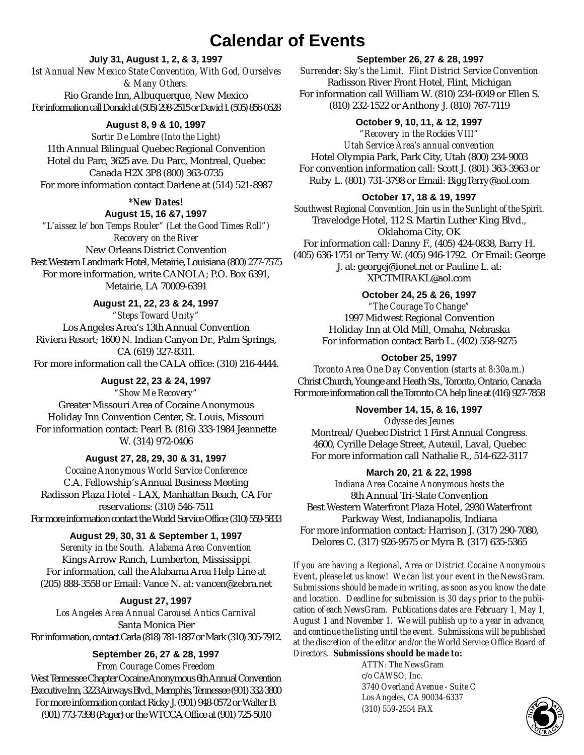# Calendar of Events

**July 31, August 1, 2, & 3, 1997**

*1st Annual New Mexico State Convention, With God, Ourselves & Many Others.*

Rio Grande Inn, Albuquerque, New Mexico

For information call Donald at (505) 298-2515 or David I. (505) 856-0628

**August 8, 9 & 10, 1997**

*Sortir De Lombre (Into the Light)*

11th Annual Bilingual Quebec Regional Convention

Hotel du Parc, 3625 ave. Du Parc, Montreal, Quebec Canada H2X 3P8 (800) 363-0735

For more information contact Darlene at (514) 521-8987

***New Dates!***

**August 15, 16 &7, 1997**

*"L'aissez le' bon Temps Rouler" (Let the Good Times Roll") Recovery on the River*

New Orleans District Convention

Best Western Landmark Hotel, Metairie, Louisiana (800) 277-7575

For more information, write CANOLA; P.O. Box 6391, Metairie, LA 70009-6391

**August 21, 22, 23 & 24, 1997**

*"Steps Toward Unity"*

Los Angeles Area's 13th Annual Convention

Riviera Resort; 1600 N. Indian Canyon Dr., Palm Springs, CA (619) 327-8311.

For more information call the CALA office: (310) 216-4444.

**August 22, 23 & 24, 1997**

*"Show Me Recovery"*

Greater Missouri Area of Cocaine Anonymous

Holiday Inn Convention Center, St. Louis, Missouri

For information contact: Pearl B. (816) 333-1984 Jeannette W. (314) 972-0406

**August 27, 28, 29, 30 & 31, 1997**

*Cocaine Anonymous World Service Conference*

C.A. Fellowship's Annual Business Meeting

Radisson Plaza Hotel - LAX, Manhattan Beach, CA For reservations: (310) 546-7511

For more information contact the World Service Office: (310) 559-5833

**August 29, 30, 31 & September 1, 1997**

*Serenity in the South. Alabama Area Convention*

Kings Arrow Ranch, Lumberton, Mississippi

For information, call the Alabama Area Help Line at (205) 888-3558 or Email: Vance N. at: vancen@zebra.net

**August 27, 1997**

*Los Angeles Area Annual Carousel Antics Carnival*

Santa Monica Pier

For information, contact Carla (818) 781-1887 or Mark (310) 305-7912.

**September 26, 27 & 28, 1997**

*From Courage Comes Freedom*

West Tennessee Chapter Cocaine Anonymous 6th Annual Convention

Executive Inn, 3223 Airways Blvd., Memphis, Tennessee (901) 332-3800

For more information contact Ricky J. (901) 948-0572 or Walter B. (901) 773-7398 (Pager) or the WTCCA Office at (901) 725-5010

**September 26, 27 & 28, 1997**

*Surrender: Sky's the Limit. Flint District Service Convention*

Radisson River Front Hotel, Flint, Michigan

For information call William W. (810) 234-6049 or Ellen S. (810) 232-1522 or Anthony J. (810) 767-7119

**October 9, 10, 11, & 12, 1997**

*"Recovery in the Rockies VIII"*

*Utah Service Area's annual convention*

Hotel Olympia Park, Park City, Utah (800) 234-9003

For convention information call: Scott J. (801) 363-3963 or Ruby L. (801) 731-3798 or Email: BiggTerry@aol.com

**October 17, 18 & 19, 1997**

*Southwest Regional Convention, Join us in the Sunlight of the Spirit.*

Travelodge Hotel, 112 S. Martin Luther King Blvd., Oklahoma City, OK

For information call: Danny F., (405) 424-0838, Barry H. (405) 636-1751 or Terry W. (405) 946-1792. Or Email: George J. at: georgej@ionet.net or Pauline L. at: XPCTMIRAKL@aol.com

**October 24, 25 & 26, 1997**

*"The Courage To Change"*

1997 Midwest Regional Convention

Holiday Inn at Old Mill, Omaha, Nebraska

For information contact Barb L. (402) 558-9275

**October 25, 1997**

*Toronto Area One Day Convention (starts at 8:30a.m.)*

Christ Church, Younge and Heath Sts., Toronto, Ontario, Canada

For more information call the Toronto CA help line at (416) 927-7858

**November 14, 15, & 16, 1997**

*Odysse des Jeunes*

Montreal/ Quebec District 1 First Annual Congress.

4600, Cyrille Delage Street, Auteuil, Laval, Quebec

For more information call Nathalie R., 514-622-3117

**March 20, 21 & 22, 1998**

*Indiana Area Cocaine Anonymous hosts the*

8th Annual Tri-State Convention

Best Western Waterfront Plaza Hotel, 2930 Waterfront Parkway West, Indianapolis, Indiana

For more information contact: Harrison J. (317) 290-7080, Delores C. (317) 926-9575 or Myra B. (317) 635-5365

*If you are having a Regional, Area or District Cocaine Anonymous Event, please let us know! We can list your event in the NewsGram. Submissions should be made in writing, as soon as you know the date and location. Deadline for submission is 30 days prior to the publication of each NewsGram. Publications dates are: February 1, May 1, August 1 and November 1. We will publish up to a year in advance, and continue the listing until the event. Submissions will be published at the discretion of the editor and/or the World Service Office Board of Directors.* ***Submissions should be made to:***

*ATTN: The NewsGram*
*c/o CAWSO, Inc.*
*3740 Overland Avenue - Suite C*
*Los Angeles, CA 90034-6337*
*(310) 559-2554 FAX*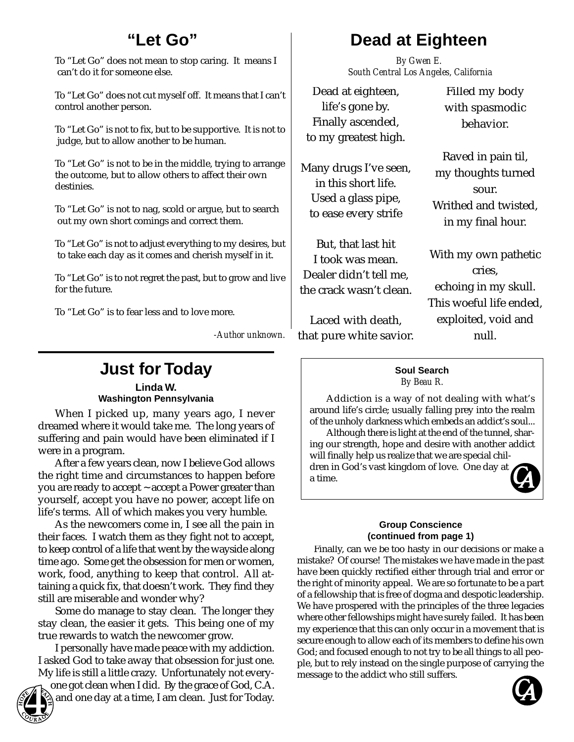## "Let Go"

To "Let Go" does not mean to stop caring. It means I can't do it for someone else.

To "Let Go" does not cut myself off. It means that I can't control another person.

To "Let Go" is not to fix, but to be supportive. It is not to judge, but to allow another to be human.

To "Let Go" is not to be in the middle, trying to arrange the outcome, but to allow others to affect their own destinies.

To "Let Go" is not to nag, scold or argue, but to search out my own short comings and correct them.

To "Let Go" is not to adjust everything to my desires, but to take each day as it comes and cherish myself in it.

To "Let Go" is to not regret the past, but to grow and live for the future.

To "Let Go" is to fear less and to love more.

*-Author unknown.*

## Dead at Eighteen

*By Gwen E.*
*South Central Los Angeles, California*

Dead at eighteen,
life's gone by.
Finally ascended,
to my greatest high.

Many drugs I've seen,
in this short life.
Used a glass pipe,
to ease every strife

But, that last hit
I took was mean.
Dealer didn't tell me,
the crack wasn't clean.

Laced with death,
that pure white savior.
Filled my body
with spasmodic
behavior.

Raved in pain til,
my thoughts turned
sour.
Writhed and twisted,
in my final hour.

With my own pathetic
cries,
echoing in my skull.
This woeful life ended,
exploited, void and
null.

## Just for Today

**Linda W.**
**Washington Pennsylvania**

When I picked up, many years ago, I never dreamed where it would take me. The long years of suffering and pain would have been eliminated if I were in a program.

After a few years clean, now I believe God allows the right time and circumstances to happen before you are ready to accept ~ accept a Power greater than yourself, accept you have no power, accept life on life's terms. All of which makes you very humble.

As the newcomers come in, I see all the pain in their faces. I watch them as they fight not to accept, to keep control of a life that went by the wayside along time ago. Some get the obsession for men or women, work, food, anything to keep that control. All attaining a quick fix, that doesn't work. They find they still are miserable and wonder why?

Some do manage to stay clean. The longer they stay clean, the easier it gets. This being one of my true rewards to watch the newcomer grow.

I personally have made peace with my addiction. I asked God to take away that obsession for just one. My life is still a little crazy. Unfortunately not everyone got clean when I did. By the grace of God, C.A. and one day at a time, I am clean. Just for Today.

### Soul Search

*By Beau R.*

Addiction is a way of not dealing with what's around life's circle; usually falling prey into the realm of the unholy darkness which embeds an addict's soul...

Although there is light at the end of the tunnel, sharing our strength, hope and desire with another addict will finally help us realize that we are special children in God's vast kingdom of love. One day at a time.

### Group Conscience
**(continued from page 1)**

Finally, can we be too hasty in our decisions or make a mistake? Of course! The mistakes we have made in the past have been quickly rectified either through trial and error or the right of minority appeal. We are so fortunate to be a part of a fellowship that is free of dogma and despotic leadership. We have prospered with the principles of the three legacies where other fellowships might have surely failed. It has been my experience that this can only occur in a movement that is secure enough to allow each of its members to define his own God; and focused enough to not try to be all things to all people, but to rely instead on the single purpose of carrying the message to the addict who still suffers.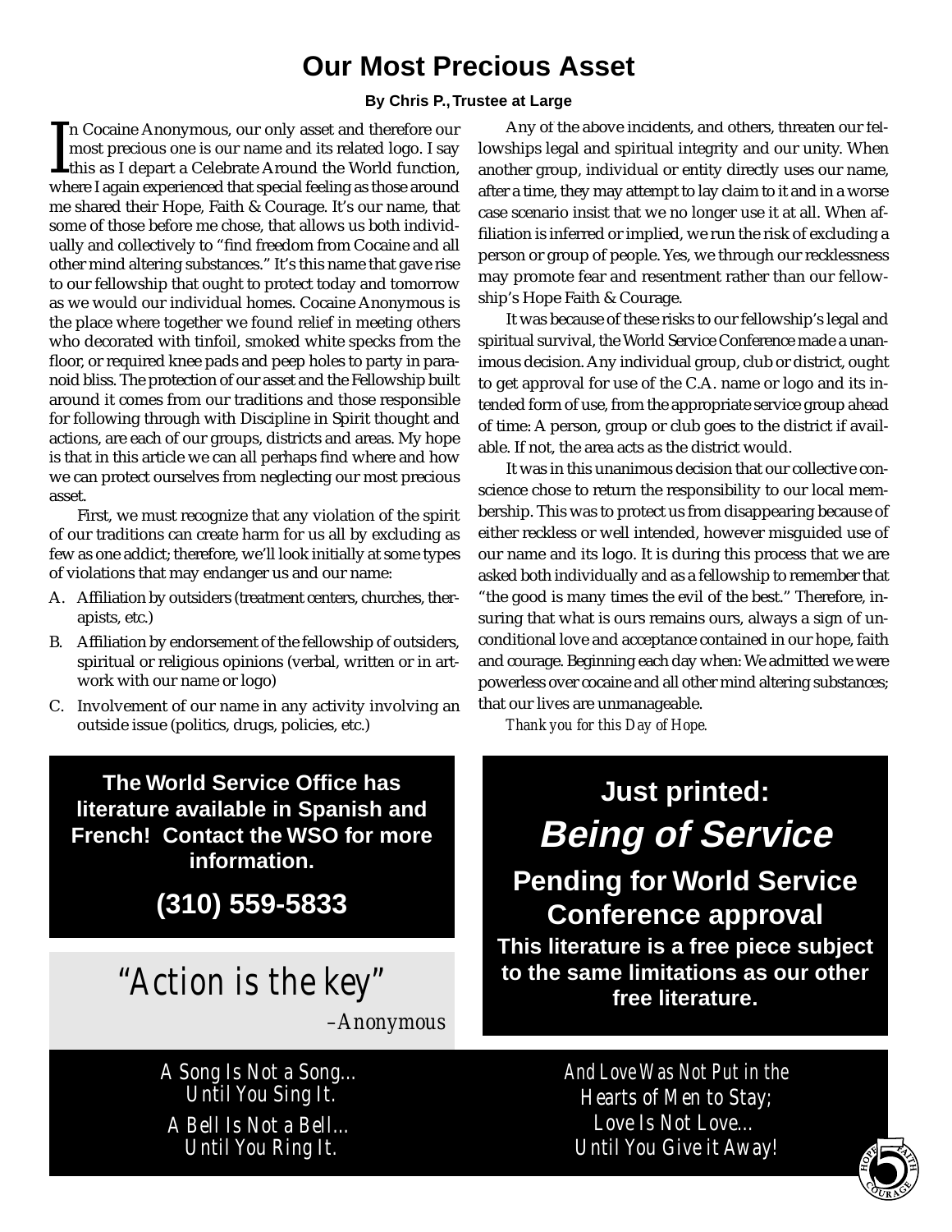# Our Most Precious Asset

**By Chris P., Trustee at Large**

In Cocaine Anonymous, our only asset and therefore our most precious one is our name and its related logo. I say this as I depart a Celebrate Around the World function, where I again experienced that special feeling as those around me shared their Hope, Faith & Courage. It's our name, that some of those before me chose, that allows us both individually and collectively to "find freedom from Cocaine and all other mind altering substances." It's this name that gave rise to our fellowship that ought to protect today and tomorrow as we would our individual homes. Cocaine Anonymous is the place where together we found relief in meeting others who decorated with tinfoil, smoked white specks from the floor, or required knee pads and peep holes to party in paranoid bliss. The protection of our asset and the Fellowship built around it comes from our traditions and those responsible for following through with Discipline in Spirit thought and actions, are each of our groups, districts and areas. My hope is that in this article we can all perhaps find where and how we can protect ourselves from neglecting our most precious asset.

First, we must recognize that any violation of the spirit of our traditions can create harm for us all by excluding as few as one addict; therefore, we'll look initially at some types of violations that may endanger us and our name:

A. Affiliation by outsiders (treatment centers, churches, therapists, etc.)

B. Affiliation by endorsement of the fellowship of outsiders, spiritual or religious opinions (verbal, written or in artwork with our name or logo)

C. Involvement of our name in any activity involving an outside issue (politics, drugs, policies, etc.)

Any of the above incidents, and others, threaten our fellowships legal and spiritual integrity and our unity. When another group, individual or entity directly uses our name, after a time, they may attempt to lay claim to it and in a worse case scenario insist that we no longer use it at all. When affiliation is inferred or implied, we run the risk of excluding a person or group of people. Yes, we through our recklessness may promote fear and resentment rather than our fellowship's Hope Faith & Courage.

It was because of these risks to our fellowship's legal and spiritual survival, the World Service Conference made a unanimous decision. Any individual group, club or district, ought to get approval for use of the C.A. name or logo and its intended form of use, from the appropriate service group ahead of time: A person, group or club goes to the district if available. If not, the area acts as the district would.

It was in this unanimous decision that our collective conscience chose to return the responsibility to our local membership. This was to protect us from disappearing because of either reckless or well intended, however misguided use of our name and its logo. It is during this process that we are asked both individually and as a fellowship to remember that "the good is many times the evil of the best." Therefore, insuring that what is ours remains ours, always a sign of unconditional love and acceptance contained in our hope, faith and courage. Beginning each day when: We admitted we were powerless over cocaine and all other mind altering substances; that our lives are unmanageable.

*Thank you for this Day of Hope.*

---

**The World Service Office has literature available in Spanish and French! Contact the WSO for more information.**

**(310) 559-5833**

---

**Just printed:**

***Being of Service***

**Pending for World Service Conference approval**

**This literature is a free piece subject to the same limitations as our other free literature.**

---

"Action is the key"

*–Anonymous*

---

A Song Is Not a Song...
Until You Sing It.
A Bell Is Not a Bell...
Until You Ring It.

And Love Was Not Put in the
Hearts of Men to Stay;
Love Is Not Love...
Until You Give it Away!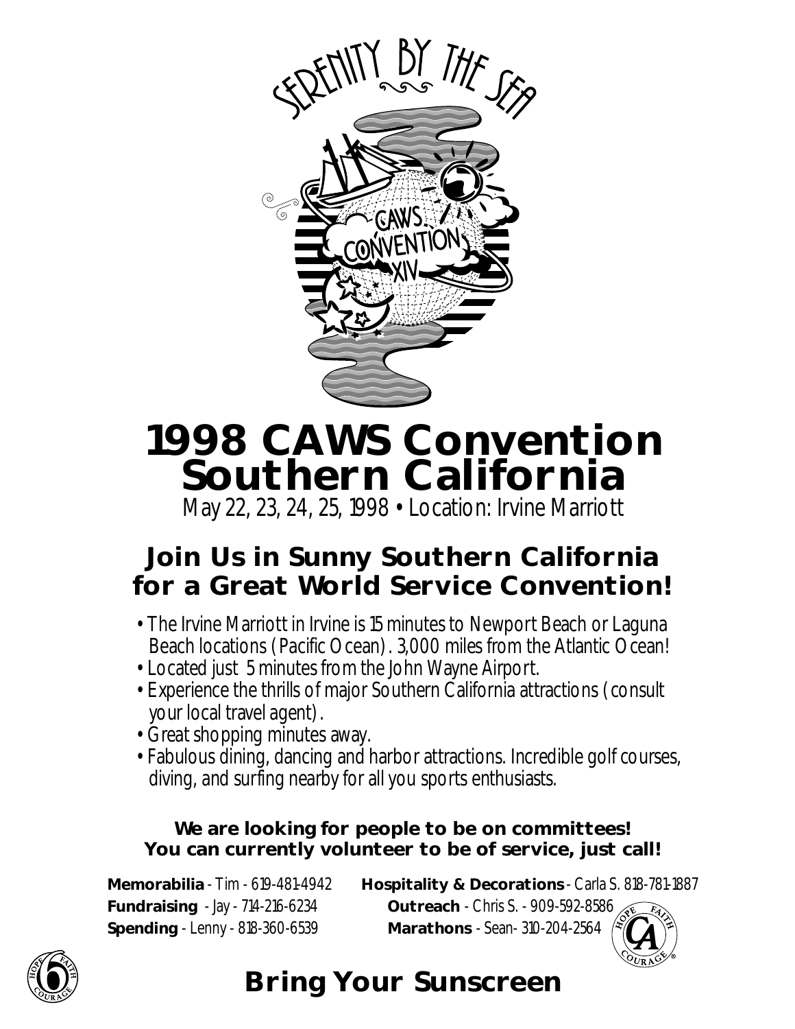SERENITY BY THE SEA

CAWS CONVENTION XIV

# 1998 CAWS Convention
# Southern California

May 22, 23, 24, 25, 1998 • Location: Irvine Marriott

## Join Us in Sunny Southern California for a Great World Service Convention!

- The Irvine Marriott in Irvine is 15 minutes to Newport Beach or Laguna Beach locations (Pacific Ocean). 3,000 miles from the Atlantic Ocean!
- Located just 5 minutes from the John Wayne Airport.
- Experience the thrills of major Southern California attractions (consult your local travel agent).
- Great shopping minutes away.
- Fabulous dining, dancing and harbor attractions. Incredible golf courses, diving, and surfing nearby for all you sports enthusiasts.

**We are looking for people to be on committees!**
**You can currently volunteer to be of service, just call!**

**Memorabilia** - Tim - 619-481-4942
**Fundraising** - Jay - 714-216-6234
**Spending** - Lenny - 818-360-6539
**Hospitality & Decorations** - Carla S. 818-781-1887
**Outreach** - Chris S. - 909-592-8586
**Marathons** - Sean- 310-204-2564

## Bring Your Sunscreen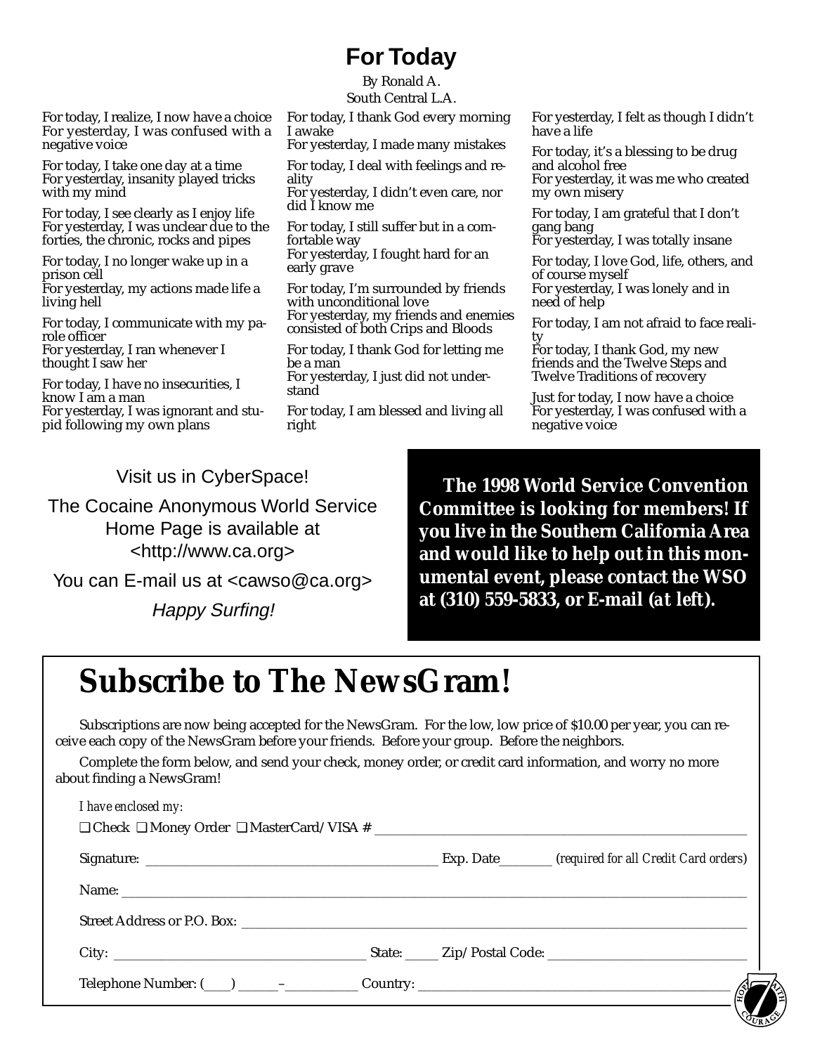## For Today

By Ronald A.
South Central L.A.

For today, I realize, I now have a choice
For yesterday, I was confused with a negative voice

For today, I take one day at a time
For yesterday, insanity played tricks with my mind

For today, I see clearly as I enjoy life
For yesterday, I was unclear due to the forties, the chronic, rocks and pipes

For today, I no longer wake up in a prison cell
For yesterday, my actions made life a living hell

For today, I communicate with my parole officer
For yesterday, I ran whenever I thought I saw her

For today, I have no insecurities, I know I am a man
For yesterday, I was ignorant and stupid following my own plans

For today, I thank God every morning I awake
For yesterday, I made many mistakes

For today, I deal with feelings and reality
For yesterday, I didn't even care, nor did I know me

For today, I still suffer but in a comfortable way
For yesterday, I fought hard for an early grave

For today, I'm surrounded by friends with unconditional love
For yesterday, my friends and enemies consisted of both Crips and Bloods

For today, I thank God for letting me be a man
For yesterday, I just did not understand

For today, I am blessed and living all right

For yesterday, I felt as though I didn't have a life

For today, it's a blessing to be drug and alcohol free
For yesterday, it was me who created my own misery

For today, I am grateful that I don't gang bang
For yesterday, I was totally insane

For today, I love God, life, others, and of course myself
For yesterday, I was lonely and in need of help

For today, I am not afraid to face reality
For today, I thank God, my new friends and the Twelve Steps and Twelve Traditions of recovery

Just for today, I now have a choice
For yesterday, I was confused with a negative voice

Visit us in CyberSpace!

The Cocaine Anonymous World Service Home Page is available at <http://www.ca.org>

You can E-mail us at <cawso@ca.org>

*Happy Surfing!*

**The 1998 World Service Convention Committee is looking for members! If you live in the Southern California Area and would like to help out in this monumental event, please contact the WSO at (310) 559-5833, or E-mail (*at left*).**

# Subscribe to The NewsGram!

Subscriptions are now being accepted for the NewsGram. For the low, low price of $10.00 per year, you can receive each copy of the NewsGram before your friends. Before your group. Before the neighbors.

Complete the form below, and send your check, money order, or credit card information, and worry no more about finding a NewsGram!

*I have enclosed my:*

❑ Check ❑ Money Order ❑ MasterCard/VISA # ____________________

Signature: ____________________ Exp. Date________ *(required for all Credit Card orders)*

Name: ____________________

Street Address or P.O. Box: ____________________

City: ____________________ State: _____ Zip/Postal Code: ____________________

Telephone Number: (____) ______–__________ Country: ____________________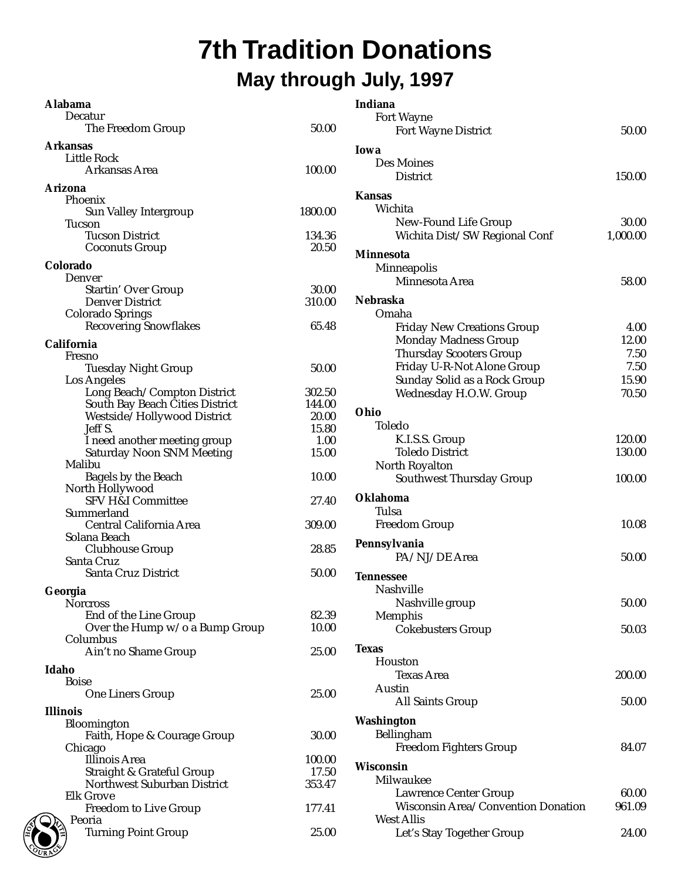# 7th Tradition Donations

## May through July, 1997

**Alabama**

Decatur

| | |
|---|---|
| The Freedom Group | 50.00 |

**Arkansas**

Little Rock

| | |
|---|---|
| Arkansas Area | 100.00 |

**Arizona**

Phoenix

| | |
|---|---|
| Sun Valley Intergroup | 1800.00 |

Tucson

| | |
|---|---|
| Tucson District | 134.36 |
| Coconuts Group | 20.50 |

**Colorado**

Denver

| | |
|---|---|
| Startin' Over Group | 30.00 |
| Denver District | 310.00 |

Colorado Springs

| | |
|---|---|
| Recovering Snowflakes | 65.48 |

**California**

Fresno

| | |
|---|---|
| Tuesday Night Group | 50.00 |

Los Angeles

| | |
|---|---|
| Long Beach/Compton District | 302.50 |
| South Bay Beach Cities District | 144.00 |
| Westside/Hollywood District | 20.00 |
| Jeff S. | 15.80 |
| I need another meeting group | 1.00 |
| Saturday Noon SNM Meeting | 15.00 |

Malibu

| | |
|---|---|
| Bagels by the Beach | 10.00 |

North Hollywood

| | |
|---|---|
| SFV H&I Committee | 27.40 |

Summerland

| | |
|---|---|
| Central California Area | 309.00 |

Solana Beach

| | |
|---|---|
| Clubhouse Group | 28.85 |

Santa Cruz

| | |
|---|---|
| Santa Cruz District | 50.00 |

**Georgia**

Norcross

| | |
|---|---|
| End of the Line Group | 82.39 |
| Over the Hump w/o a Bump Group | 10.00 |

Columbus

| | |
|---|---|
| Ain't no Shame Group | 25.00 |

**Idaho**

Boise

| | |
|---|---|
| One Liners Group | 25.00 |

**Illinois**

Bloomington

| | |
|---|---|
| Faith, Hope & Courage Group | 30.00 |

Chicago

| | |
|---|---|
| Illinois Area | 100.00 |
| Straight & Grateful Group | 17.50 |
| Northwest Suburban District | 353.47 |

Elk Grove

| | |
|---|---|
| Freedom to Live Group | 177.41 |

Peoria

| | |
|---|---|
| Turning Point Group | 25.00 |

**Indiana**

Fort Wayne

| | |
|---|---|
| Fort Wayne District | 50.00 |

**Iowa**

Des Moines

| | |
|---|---|
| District | 150.00 |

**Kansas**

Wichita

| | |
|---|---|
| New-Found Life Group | 30.00 |
| Wichita Dist/SW Regional Conf | 1,000.00 |

**Minnesota**

Minneapolis

| | |
|---|---|
| Minnesota Area | 58.00 |

**Nebraska**

Omaha

| | |
|---|---|
| Friday New Creations Group | 4.00 |
| Monday Madness Group | 12.00 |
| Thursday Scooters Group | 7.50 |
| Friday U-R-Not Alone Group | 7.50 |
| Sunday Solid as a Rock Group | 15.90 |
| Wednesday H.O.W. Group | 70.50 |

**Ohio**

Toledo

| | |
|---|---|
| K.I.S.S. Group | 120.00 |
| Toledo District | 130.00 |

North Royalton

| | |
|---|---|
| Southwest Thursday Group | 100.00 |

**Oklahoma**

Tulsa

| | |
|---|---|
| Freedom Group | 10.08 |

**Pennsylvania**

| | |
|---|---|
| PA/NJ/DE Area | 50.00 |

**Tennessee**

Nashville

| | |
|---|---|
| Nashville group | 50.00 |

Memphis

| | |
|---|---|
| Cokebusters Group | 50.03 |

**Texas**

Houston

| | |
|---|---|
| Texas Area | 200.00 |

Austin

| | |
|---|---|
| All Saints Group | 50.00 |

**Washington**

Bellingham

| | |
|---|---|
| Freedom Fighters Group | 84.07 |

**Wisconsin**

Milwaukee

| | |
|---|---|
| Lawrence Center Group | 60.00 |
| Wisconsin Area/Convention Donation | 961.09 |

West Allis

| | |
|---|---|
| Let's Stay Together Group | 24.00 |